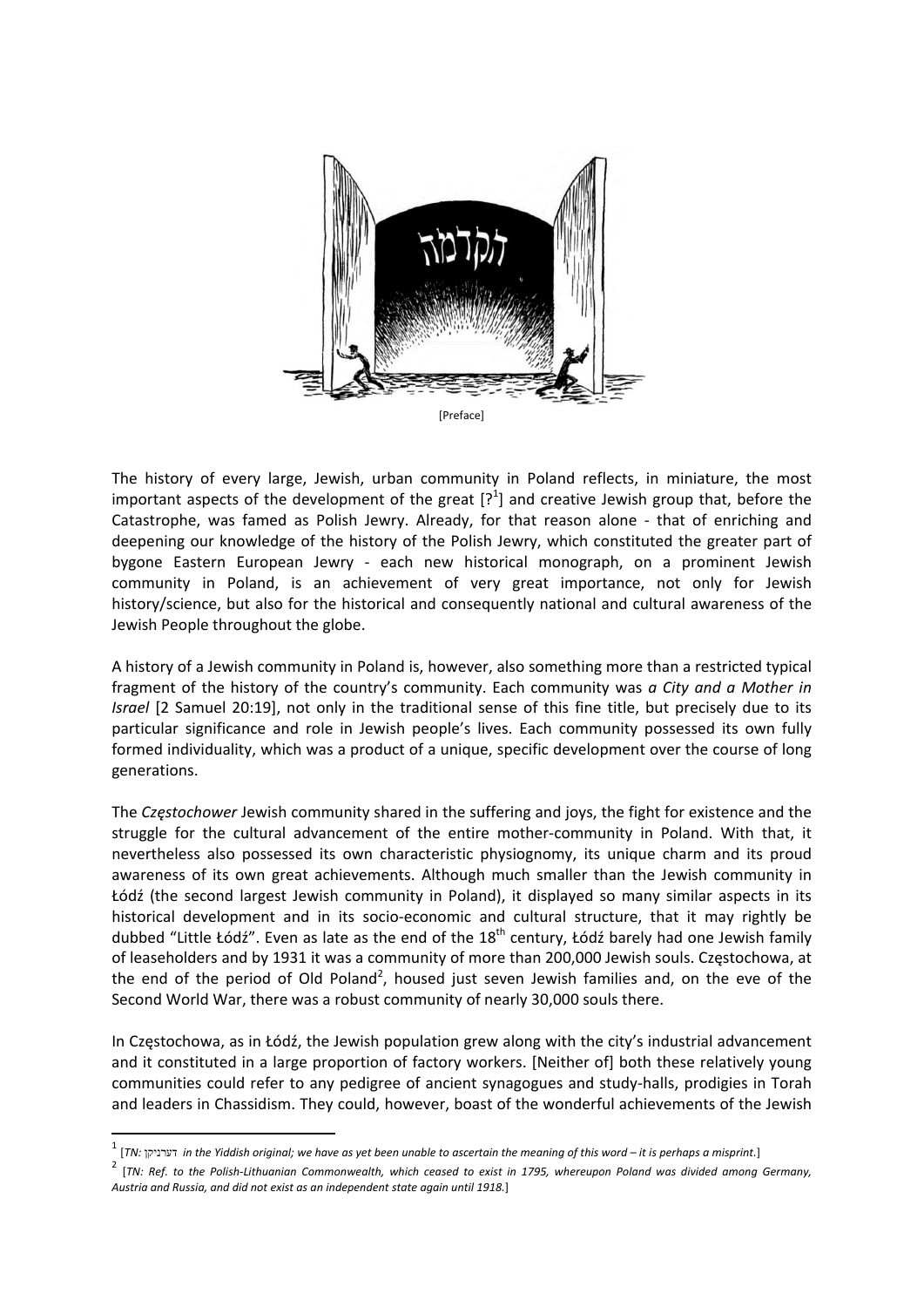הקדמה

[Preface]

The history of every large, Jewish, urban community in Poland reflects, in miniature, the most important aspects of the development of the great [?[1]] and creative Jewish group that, before the Catastrophe, was famed as Polish Jewry. Already, for that reason alone - that of enriching and deepening our knowledge of the history of the Polish Jewry, which constituted the greater part of bygone Eastern European Jewry - each new historical monograph, on a prominent Jewish community in Poland, is an achievement of very great importance, not only for Jewish history/science, but also for the historical and consequently national and cultural awareness of the Jewish People throughout the globe.

A history of a Jewish community in Poland is, however, also something more than a restricted typical fragment of the history of the country's community. Each community was *a City and a Mother in Israel* [2 Samuel 20:19], not only in the traditional sense of this fine title, but precisely due to its particular significance and role in Jewish people's lives. Each community possessed its own fully formed individuality, which was a product of a unique, specific development over the course of long generations.

The *Częstochower* Jewish community shared in the suffering and joys, the fight for existence and the struggle for the cultural advancement of the entire mother-community in Poland. With that, it nevertheless also possessed its own characteristic physiognomy, its unique charm and its proud awareness of its own great achievements. Although much smaller than the Jewish community in Łódź (the second largest Jewish community in Poland), it displayed so many similar aspects in its historical development and in its socio-economic and cultural structure, that it may rightly be dubbed "Little Łódź". Even as late as the end of the 18th century, Łódź barely had one Jewish family of leaseholders and by 1931 it was a community of more than 200,000 Jewish souls. Częstochowa, at the end of the period of Old Poland[2], housed just seven Jewish families and, on the eve of the Second World War, there was a robust community of nearly 30,000 souls there.

In Częstochowa, as in Łódź, the Jewish population grew along with the city's industrial advancement and it constituted in a large proportion of factory workers. [Neither of] both these relatively young communities could refer to any pedigree of ancient synagogues and study-halls, prodigies in Torah and leaders in Chassidism. They could, however, boast of the wonderful achievements of the Jewish

---

[1] [*TN:* דערניקן *in the Yiddish original; we have as yet been unable to ascertain the meaning of this word – it is perhaps a misprint.*]

[2] [*TN: Ref. to the Polish-Lithuanian Commonwealth, which ceased to exist in 1795, whereupon Poland was divided among Germany, Austria and Russia, and did not exist as an independent state again until 1918.*]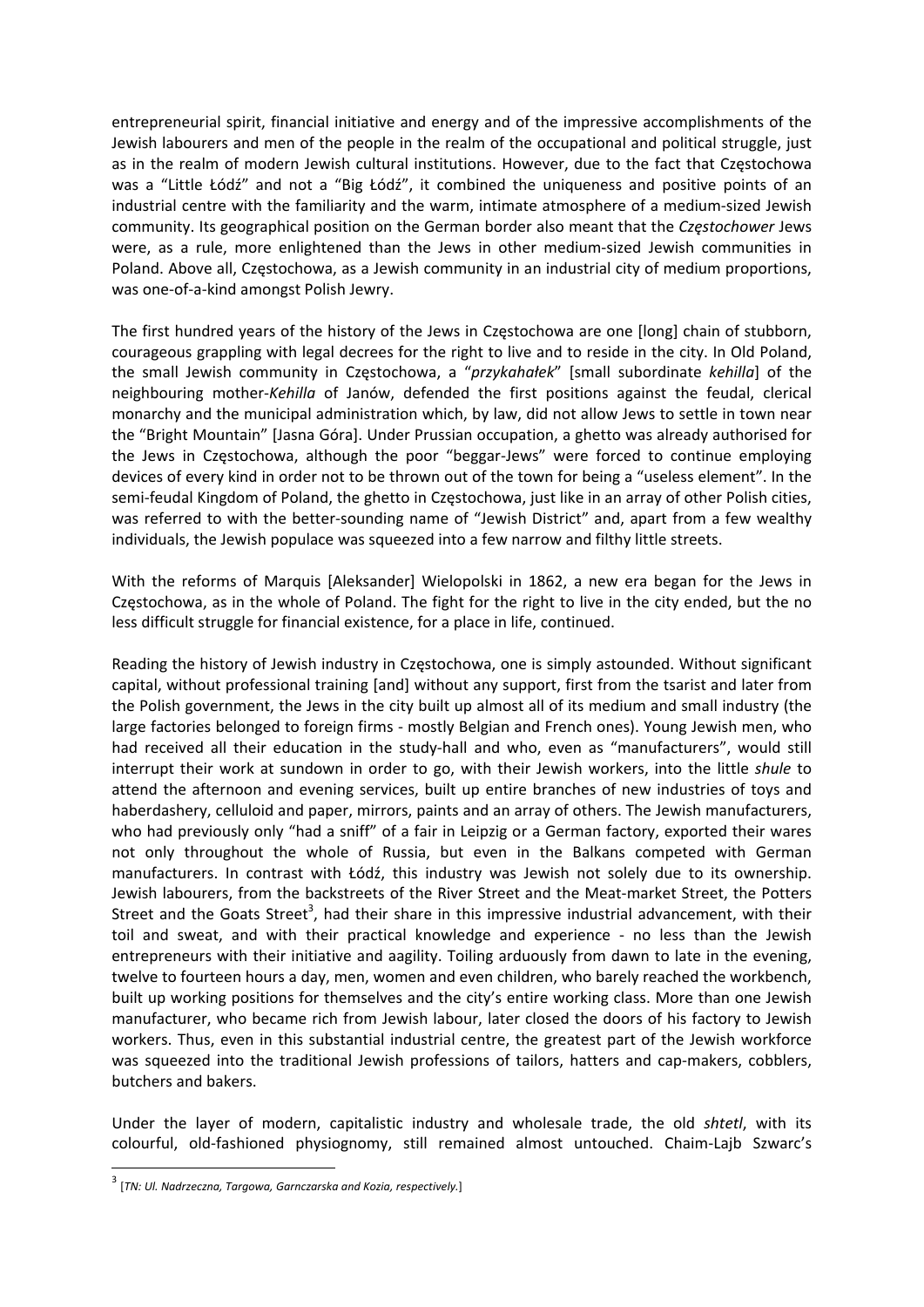entrepreneurial spirit, financial initiative and energy and of the impressive accomplishments of the Jewish labourers and men of the people in the realm of the occupational and political struggle, just as in the realm of modern Jewish cultural institutions. However, due to the fact that Częstochowa was a "Little Łódź" and not a "Big Łódź", it combined the uniqueness and positive points of an industrial centre with the familiarity and the warm, intimate atmosphere of a medium-sized Jewish community. Its geographical position on the German border also meant that the *Częstochower* Jews were, as a rule, more enlightened than the Jews in other medium-sized Jewish communities in Poland. Above all, Częstochowa, as a Jewish community in an industrial city of medium proportions, was one-of-a-kind amongst Polish Jewry.

The first hundred years of the history of the Jews in Częstochowa are one [long] chain of stubborn, courageous grappling with legal decrees for the right to live and to reside in the city. In Old Poland, the small Jewish community in Częstochowa, a "*przykahałek*" [small subordinate *kehilla*] of the neighbouring mother-*Kehilla* of Janów, defended the first positions against the feudal, clerical monarchy and the municipal administration which, by law, did not allow Jews to settle in town near the "Bright Mountain" [Jasna Góra]. Under Prussian occupation, a ghetto was already authorised for the Jews in Częstochowa, although the poor "beggar-Jews" were forced to continue employing devices of every kind in order not to be thrown out of the town for being a "useless element". In the semi-feudal Kingdom of Poland, the ghetto in Częstochowa, just like in an array of other Polish cities, was referred to with the better-sounding name of "Jewish District" and, apart from a few wealthy individuals, the Jewish populace was squeezed into a few narrow and filthy little streets.

With the reforms of Marquis [Aleksander] Wielopolski in 1862, a new era began for the Jews in Częstochowa, as in the whole of Poland. The fight for the right to live in the city ended, but the no less difficult struggle for financial existence, for a place in life, continued.

Reading the history of Jewish industry in Częstochowa, one is simply astounded. Without significant capital, without professional training [and] without any support, first from the tsarist and later from the Polish government, the Jews in the city built up almost all of its medium and small industry (the large factories belonged to foreign firms - mostly Belgian and French ones). Young Jewish men, who had received all their education in the study-hall and who, even as "manufacturers", would still interrupt their work at sundown in order to go, with their Jewish workers, into the little *shule* to attend the afternoon and evening services, built up entire branches of new industries of toys and haberdashery, celluloid and paper, mirrors, paints and an array of others. The Jewish manufacturers, who had previously only "had a sniff" of a fair in Leipzig or a German factory, exported their wares not only throughout the whole of Russia, but even in the Balkans competed with German manufacturers. In contrast with Łódź, this industry was Jewish not solely due to its ownership. Jewish labourers, from the backstreets of the River Street and the Meat-market Street, the Potters Street and the Goats Street[3], had their share in this impressive industrial advancement, with their toil and sweat, and with their practical knowledge and experience - no less than the Jewish entrepreneurs with their initiative and aagility. Toiling arduously from dawn to late in the evening, twelve to fourteen hours a day, men, women and even children, who barely reached the workbench, built up working positions for themselves and the city's entire working class. More than one Jewish manufacturer, who became rich from Jewish labour, later closed the doors of his factory to Jewish workers. Thus, even in this substantial industrial centre, the greatest part of the Jewish workforce was squeezed into the traditional Jewish professions of tailors, hatters and cap-makers, cobblers, butchers and bakers.

Under the layer of modern, capitalistic industry and wholesale trade, the old *shtetl*, with its colourful, old-fashioned physiognomy, still remained almost untouched. Chaim-Lajb Szwarc's

---

[3] [*TN: Ul. Nadrzeczna, Targowa, Garnczarska and Kozia, respectively.*]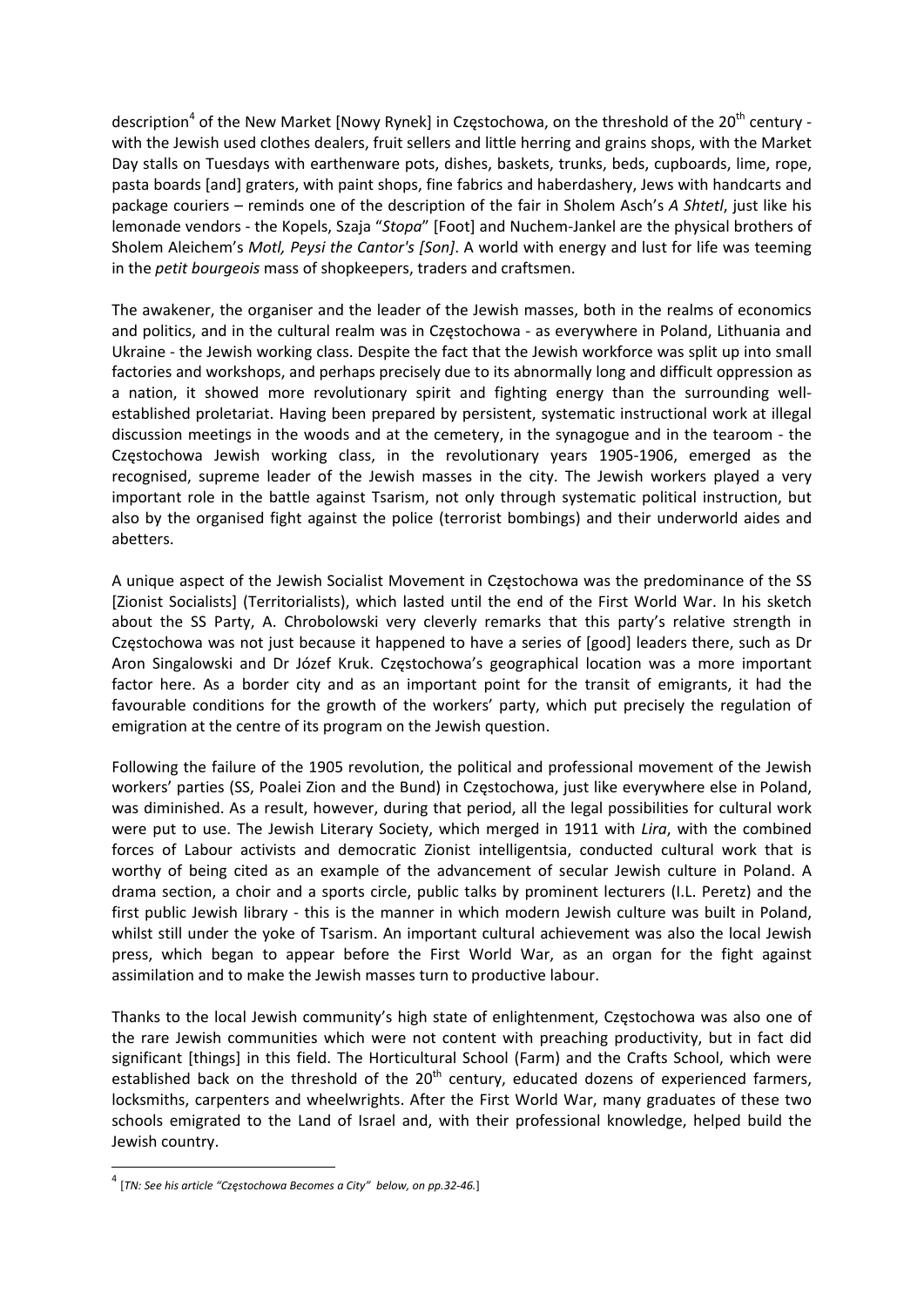description[4] of the New Market [Nowy Rynek] in Częstochowa, on the threshold of the 20th century - with the Jewish used clothes dealers, fruit sellers and little herring and grains shops, with the Market Day stalls on Tuesdays with earthenware pots, dishes, baskets, trunks, beds, cupboards, lime, rope, pasta boards [and] graters, with paint shops, fine fabrics and haberdashery, Jews with handcarts and package couriers – reminds one of the description of the fair in Sholem Asch's *A Shtetl*, just like his lemonade vendors - the Kopels, Szaja "*Stopa*" [Foot] and Nuchem-Jankel are the physical brothers of Sholem Aleichem's *Motl, Peysi the Cantor's [Son]*. A world with energy and lust for life was teeming in the *petit bourgeois* mass of shopkeepers, traders and craftsmen.

The awakener, the organiser and the leader of the Jewish masses, both in the realms of economics and politics, and in the cultural realm was in Częstochowa - as everywhere in Poland, Lithuania and Ukraine - the Jewish working class. Despite the fact that the Jewish workforce was split up into small factories and workshops, and perhaps precisely due to its abnormally long and difficult oppression as a nation, it showed more revolutionary spirit and fighting energy than the surrounding well-established proletariat. Having been prepared by persistent, systematic instructional work at illegal discussion meetings in the woods and at the cemetery, in the synagogue and in the tearoom - the Częstochowa Jewish working class, in the revolutionary years 1905-1906, emerged as the recognised, supreme leader of the Jewish masses in the city. The Jewish workers played a very important role in the battle against Tsarism, not only through systematic political instruction, but also by the organised fight against the police (terrorist bombings) and their underworld aides and abetters.

A unique aspect of the Jewish Socialist Movement in Częstochowa was the predominance of the SS [Zionist Socialists] (Territorialists), which lasted until the end of the First World War. In his sketch about the SS Party, A. Chrobolowski very cleverly remarks that this party's relative strength in Częstochowa was not just because it happened to have a series of [good] leaders there, such as Dr Aron Singalowski and Dr Józef Kruk. Częstochowa's geographical location was a more important factor here. As a border city and as an important point for the transit of emigrants, it had the favourable conditions for the growth of the workers' party, which put precisely the regulation of emigration at the centre of its program on the Jewish question.

Following the failure of the 1905 revolution, the political and professional movement of the Jewish workers' parties (SS, Poalei Zion and the Bund) in Częstochowa, just like everywhere else in Poland, was diminished. As a result, however, during that period, all the legal possibilities for cultural work were put to use. The Jewish Literary Society, which merged in 1911 with *Lira*, with the combined forces of Labour activists and democratic Zionist intelligentsia, conducted cultural work that is worthy of being cited as an example of the advancement of secular Jewish culture in Poland. A drama section, a choir and a sports circle, public talks by prominent lecturers (I.L. Peretz) and the first public Jewish library - this is the manner in which modern Jewish culture was built in Poland, whilst still under the yoke of Tsarism. An important cultural achievement was also the local Jewish press, which began to appear before the First World War, as an organ for the fight against assimilation and to make the Jewish masses turn to productive labour.

Thanks to the local Jewish community's high state of enlightenment, Częstochowa was also one of the rare Jewish communities which were not content with preaching productivity, but in fact did significant [things] in this field. The Horticultural School (Farm) and the Crafts School, which were established back on the threshold of the 20th century, educated dozens of experienced farmers, locksmiths, carpenters and wheelwrights. After the First World War, many graduates of these two schools emigrated to the Land of Israel and, with their professional knowledge, helped build the Jewish country.

---

[4] [*TN: See his article "Częstochowa Becomes a City" below, on pp.32-46.*]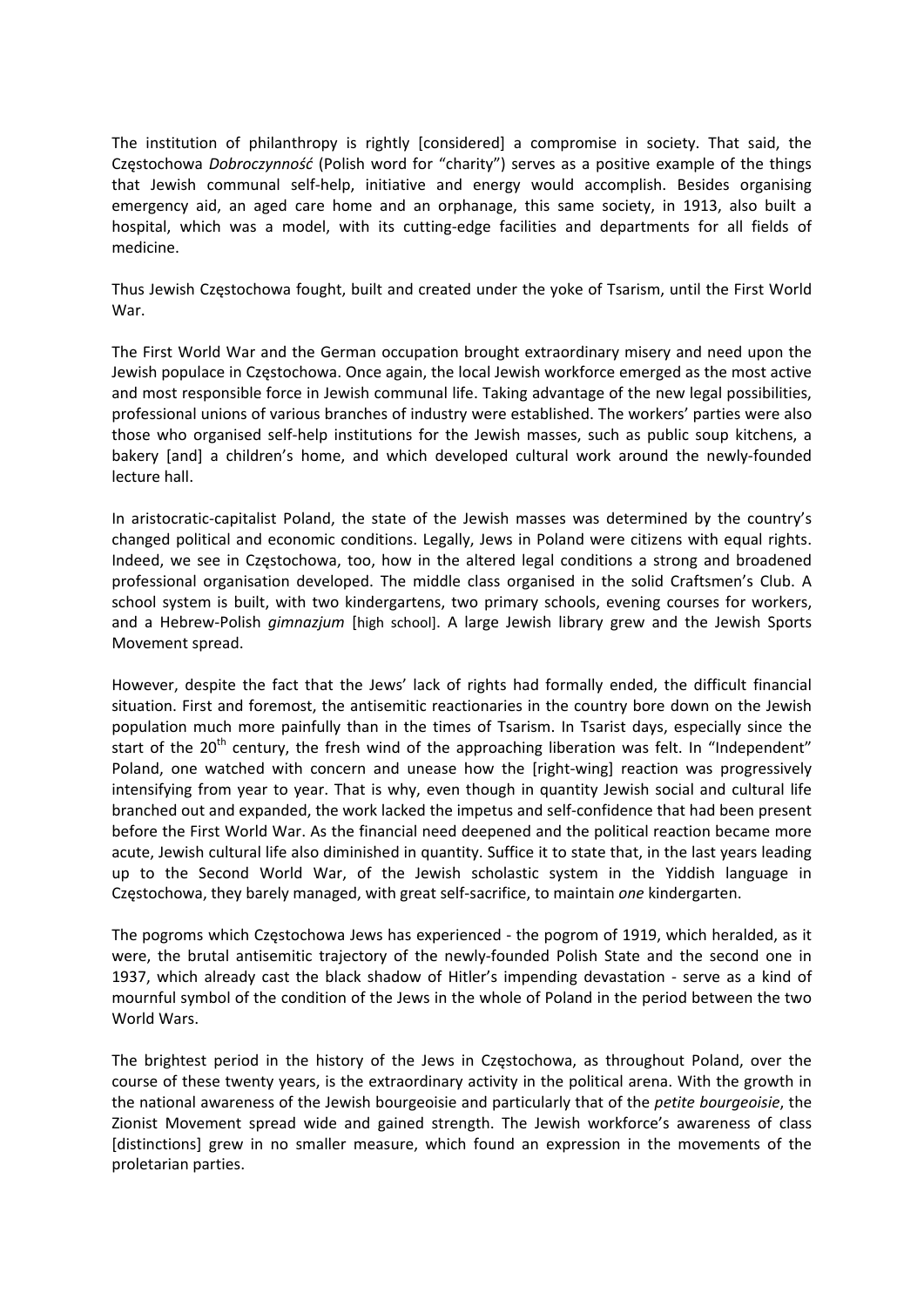The institution of philanthropy is rightly [considered] a compromise in society. That said, the Częstochowa *Dobroczynność* (Polish word for "charity") serves as a positive example of the things that Jewish communal self-help, initiative and energy would accomplish. Besides organising emergency aid, an aged care home and an orphanage, this same society, in 1913, also built a hospital, which was a model, with its cutting-edge facilities and departments for all fields of medicine.

Thus Jewish Częstochowa fought, built and created under the yoke of Tsarism, until the First World War.

The First World War and the German occupation brought extraordinary misery and need upon the Jewish populace in Częstochowa. Once again, the local Jewish workforce emerged as the most active and most responsible force in Jewish communal life. Taking advantage of the new legal possibilities, professional unions of various branches of industry were established. The workers' parties were also those who organised self-help institutions for the Jewish masses, such as public soup kitchens, a bakery [and] a children's home, and which developed cultural work around the newly-founded lecture hall.

In aristocratic-capitalist Poland, the state of the Jewish masses was determined by the country's changed political and economic conditions. Legally, Jews in Poland were citizens with equal rights. Indeed, we see in Częstochowa, too, how in the altered legal conditions a strong and broadened professional organisation developed. The middle class organised in the solid Craftsmen's Club. A school system is built, with two kindergartens, two primary schools, evening courses for workers, and a Hebrew-Polish *gimnazjum* [high school]. A large Jewish library grew and the Jewish Sports Movement spread.

However, despite the fact that the Jews' lack of rights had formally ended, the difficult financial situation. First and foremost, the antisemitic reactionaries in the country bore down on the Jewish population much more painfully than in the times of Tsarism. In Tsarist days, especially since the start of the 20th century, the fresh wind of the approaching liberation was felt. In "Independent" Poland, one watched with concern and unease how the [right-wing] reaction was progressively intensifying from year to year. That is why, even though in quantity Jewish social and cultural life branched out and expanded, the work lacked the impetus and self-confidence that had been present before the First World War. As the financial need deepened and the political reaction became more acute, Jewish cultural life also diminished in quantity. Suffice it to state that, in the last years leading up to the Second World War, of the Jewish scholastic system in the Yiddish language in Częstochowa, they barely managed, with great self-sacrifice, to maintain *one* kindergarten.

The pogroms which Częstochowa Jews has experienced - the pogrom of 1919, which heralded, as it were, the brutal antisemitic trajectory of the newly-founded Polish State and the second one in 1937, which already cast the black shadow of Hitler's impending devastation - serve as a kind of mournful symbol of the condition of the Jews in the whole of Poland in the period between the two World Wars.

The brightest period in the history of the Jews in Częstochowa, as throughout Poland, over the course of these twenty years, is the extraordinary activity in the political arena. With the growth in the national awareness of the Jewish bourgeoisie and particularly that of the *petite bourgeoisie*, the Zionist Movement spread wide and gained strength. The Jewish workforce's awareness of class [distinctions] grew in no smaller measure, which found an expression in the movements of the proletarian parties.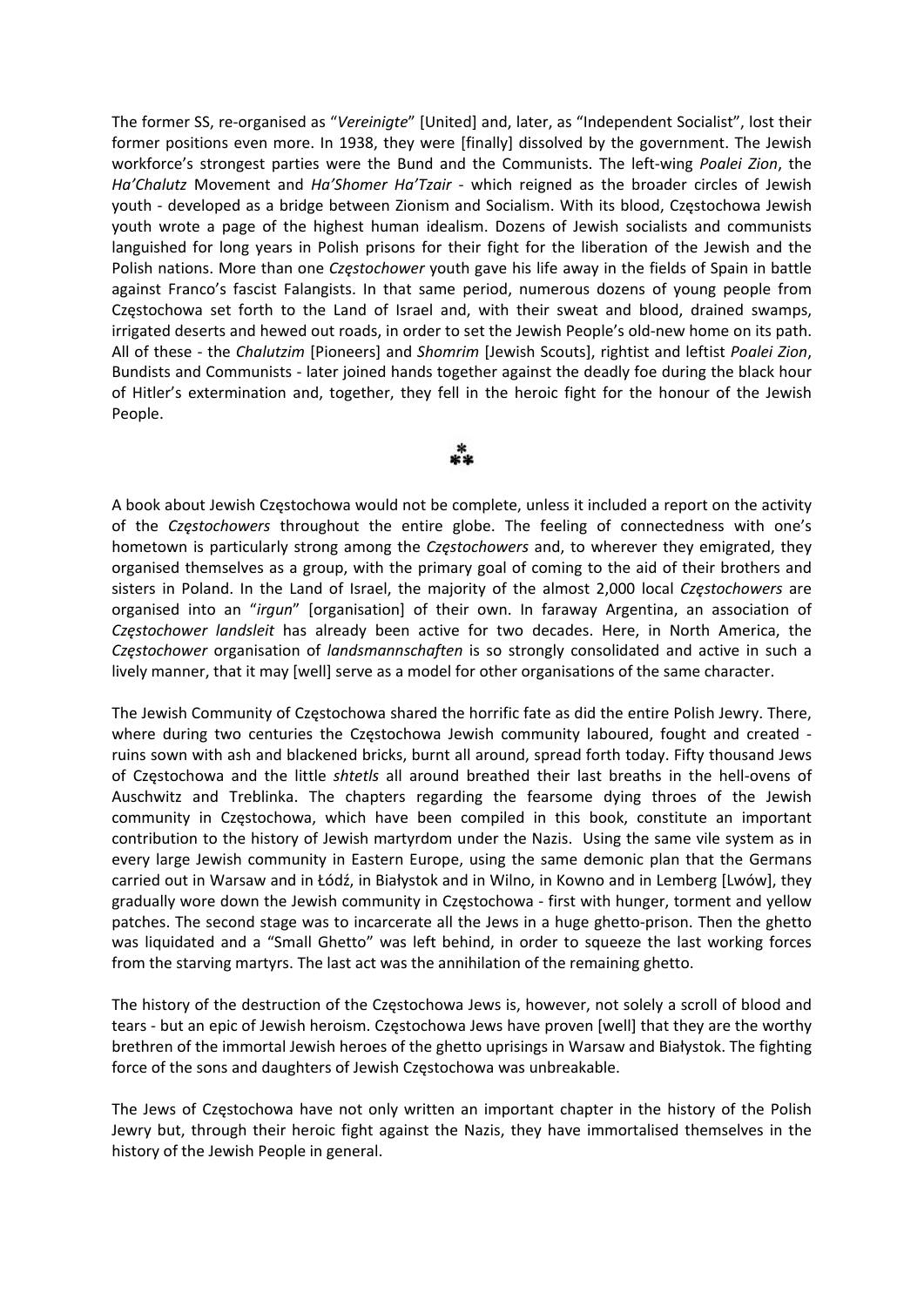The former SS, re-organised as "*Vereinigte*" [United] and, later, as "Independent Socialist", lost their former positions even more. In 1938, they were [finally] dissolved by the government. The Jewish workforce's strongest parties were the Bund and the Communists. The left-wing *Poalei Zion*, the *Ha'Chalutz* Movement and *Ha'Shomer Ha'Tzair* - which reigned as the broader circles of Jewish youth - developed as a bridge between Zionism and Socialism. With its blood, Częstochowa Jewish youth wrote a page of the highest human idealism. Dozens of Jewish socialists and communists languished for long years in Polish prisons for their fight for the liberation of the Jewish and the Polish nations. More than one *Częstochower* youth gave his life away in the fields of Spain in battle against Franco's fascist Falangists. In that same period, numerous dozens of young people from Częstochowa set forth to the Land of Israel and, with their sweat and blood, drained swamps, irrigated deserts and hewed out roads, in order to set the Jewish People's old-new home on its path. All of these - the *Chalutzim* [Pioneers] and *Shomrim* [Jewish Scouts], rightist and leftist *Poalei Zion*, Bundists and Communists - later joined hands together against the deadly foe during the black hour of Hitler's extermination and, together, they fell in the heroic fight for the honour of the Jewish People.

⁂

A book about Jewish Częstochowa would not be complete, unless it included a report on the activity of the *Częstochowers* throughout the entire globe. The feeling of connectedness with one's hometown is particularly strong among the *Częstochowers* and, to wherever they emigrated, they organised themselves as a group, with the primary goal of coming to the aid of their brothers and sisters in Poland. In the Land of Israel, the majority of the almost 2,000 local *Częstochowers* are organised into an "*irgun*" [organisation] of their own. In faraway Argentina, an association of *Częstochower landsleit* has already been active for two decades. Here, in North America, the *Częstochower* organisation of *landsmannschaften* is so strongly consolidated and active in such a lively manner, that it may [well] serve as a model for other organisations of the same character.

The Jewish Community of Częstochowa shared the horrific fate as did the entire Polish Jewry. There, where during two centuries the Częstochowa Jewish community laboured, fought and created - ruins sown with ash and blackened bricks, burnt all around, spread forth today. Fifty thousand Jews of Częstochowa and the little *shtetls* all around breathed their last breaths in the hell-ovens of Auschwitz and Treblinka. The chapters regarding the fearsome dying throes of the Jewish community in Częstochowa, which have been compiled in this book, constitute an important contribution to the history of Jewish martyrdom under the Nazis. Using the same vile system as in every large Jewish community in Eastern Europe, using the same demonic plan that the Germans carried out in Warsaw and in Łódź, in Białystok and in Wilno, in Kowno and in Lemberg [Lwów], they gradually wore down the Jewish community in Częstochowa - first with hunger, torment and yellow patches. The second stage was to incarcerate all the Jews in a huge ghetto-prison. Then the ghetto was liquidated and a "Small Ghetto" was left behind, in order to squeeze the last working forces from the starving martyrs. The last act was the annihilation of the remaining ghetto.

The history of the destruction of the Częstochowa Jews is, however, not solely a scroll of blood and tears - but an epic of Jewish heroism. Częstochowa Jews have proven [well] that they are the worthy brethren of the immortal Jewish heroes of the ghetto uprisings in Warsaw and Białystok. The fighting force of the sons and daughters of Jewish Częstochowa was unbreakable.

The Jews of Częstochowa have not only written an important chapter in the history of the Polish Jewry but, through their heroic fight against the Nazis, they have immortalised themselves in the history of the Jewish People in general.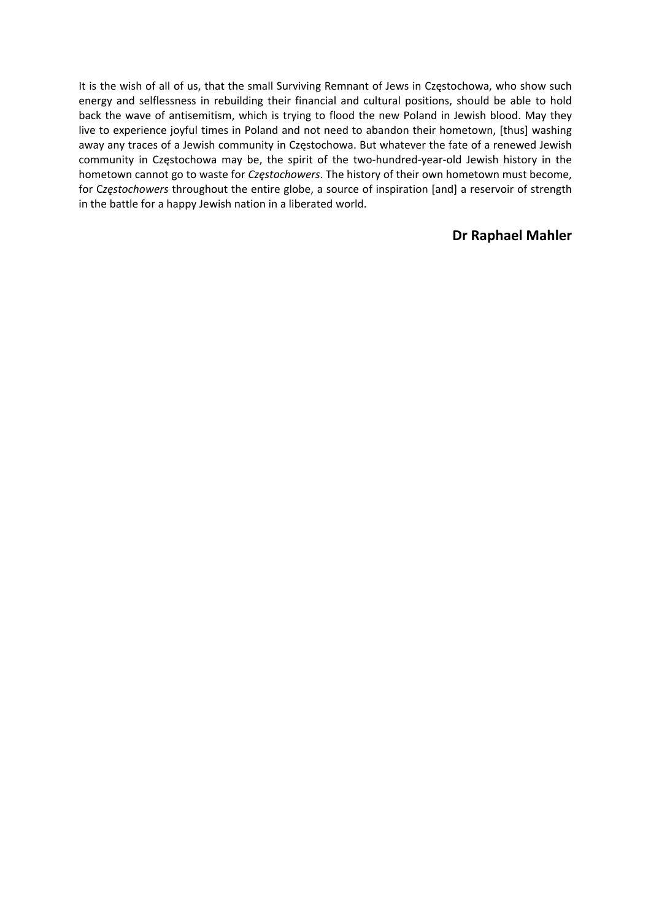It is the wish of all of us, that the small Surviving Remnant of Jews in Częstochowa, who show such energy and selflessness in rebuilding their financial and cultural positions, should be able to hold back the wave of antisemitism, which is trying to flood the new Poland in Jewish blood. May they live to experience joyful times in Poland and not need to abandon their hometown, [thus] washing away any traces of a Jewish community in Częstochowa. But whatever the fate of a renewed Jewish community in Częstochowa may be, the spirit of the two-hundred-year-old Jewish history in the hometown cannot go to waste for *Częstochowers*. The history of their own hometown must become, for C*zęstochowers* throughout the entire globe, a source of inspiration [and] a reservoir of strength in the battle for a happy Jewish nation in a liberated world.

**Dr Raphael Mahler**